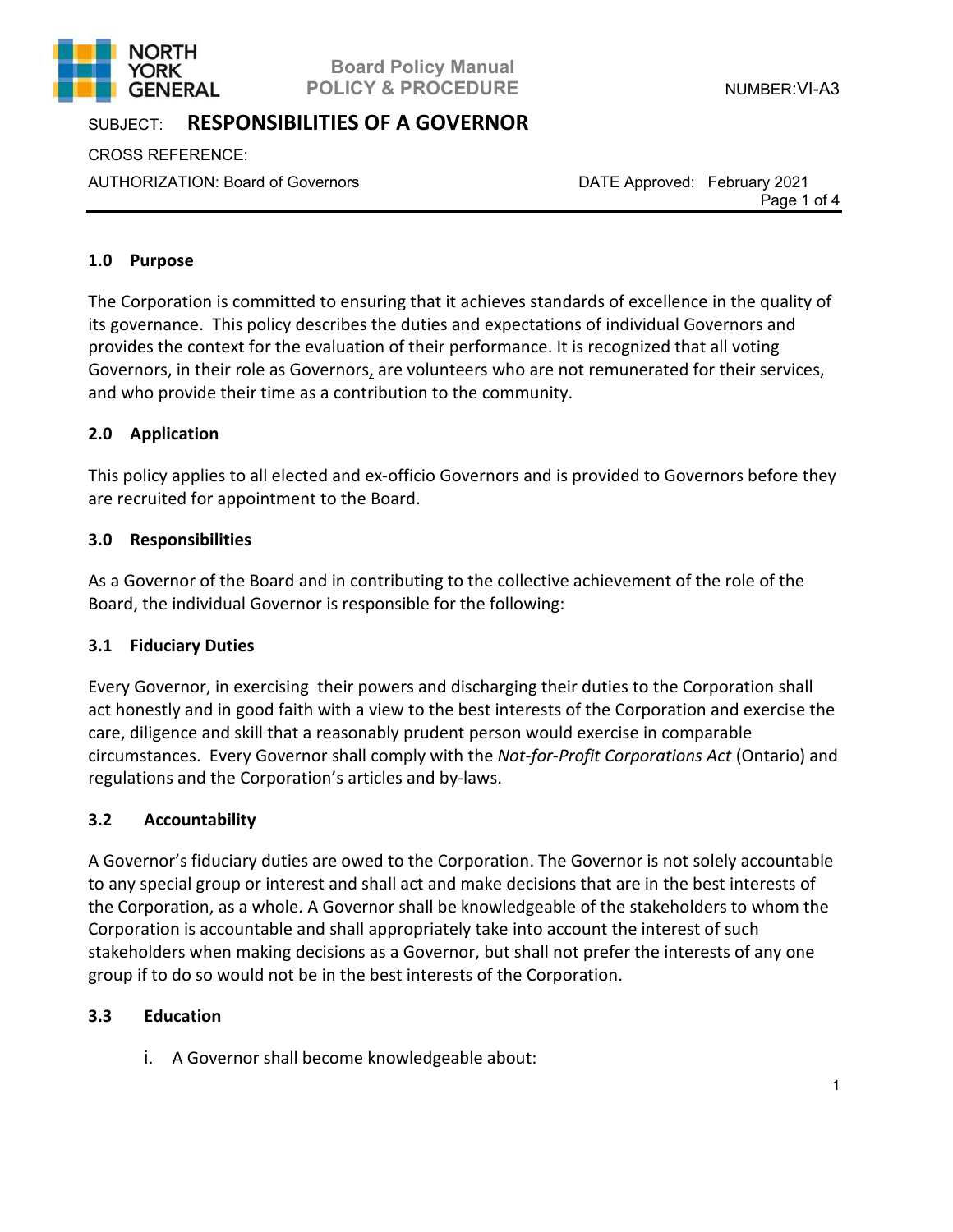**NORTH YORK GENERAL**

**Board Policy Manual**
**POLICY & PROCEDURE**

NUMBER:VI-A3

SUBJECT: **RESPONSIBILITIES OF A GOVERNOR**

CROSS REFERENCE:

AUTHORIZATION: Board of Governors

DATE Approved: February 2021

## 1.0 Purpose

The Corporation is committed to ensuring that it achieves standards of excellence in the quality of its governance. This policy describes the duties and expectations of individual Governors and provides the context for the evaluation of their performance. It is recognized that all voting Governors, in their role as Governors, are volunteers who are not remunerated for their services, and who provide their time as a contribution to the community.

## 2.0 Application

This policy applies to all elected and ex-officio Governors and is provided to Governors before they are recruited for appointment to the Board.

## 3.0 Responsibilities

As a Governor of the Board and in contributing to the collective achievement of the role of the Board, the individual Governor is responsible for the following:

### 3.1 Fiduciary Duties

Every Governor, in exercising their powers and discharging their duties to the Corporation shall act honestly and in good faith with a view to the best interests of the Corporation and exercise the care, diligence and skill that a reasonably prudent person would exercise in comparable circumstances. Every Governor shall comply with the *Not-for-Profit Corporations Act* (Ontario) and regulations and the Corporation's articles and by-laws.

### 3.2 Accountability

A Governor's fiduciary duties are owed to the Corporation. The Governor is not solely accountable to any special group or interest and shall act and make decisions that are in the best interests of the Corporation, as a whole. A Governor shall be knowledgeable of the stakeholders to whom the Corporation is accountable and shall appropriately take into account the interest of such stakeholders when making decisions as a Governor, but shall not prefer the interests of any one group if to do so would not be in the best interests of the Corporation.

### 3.3 Education

i. A Governor shall become knowledgeable about: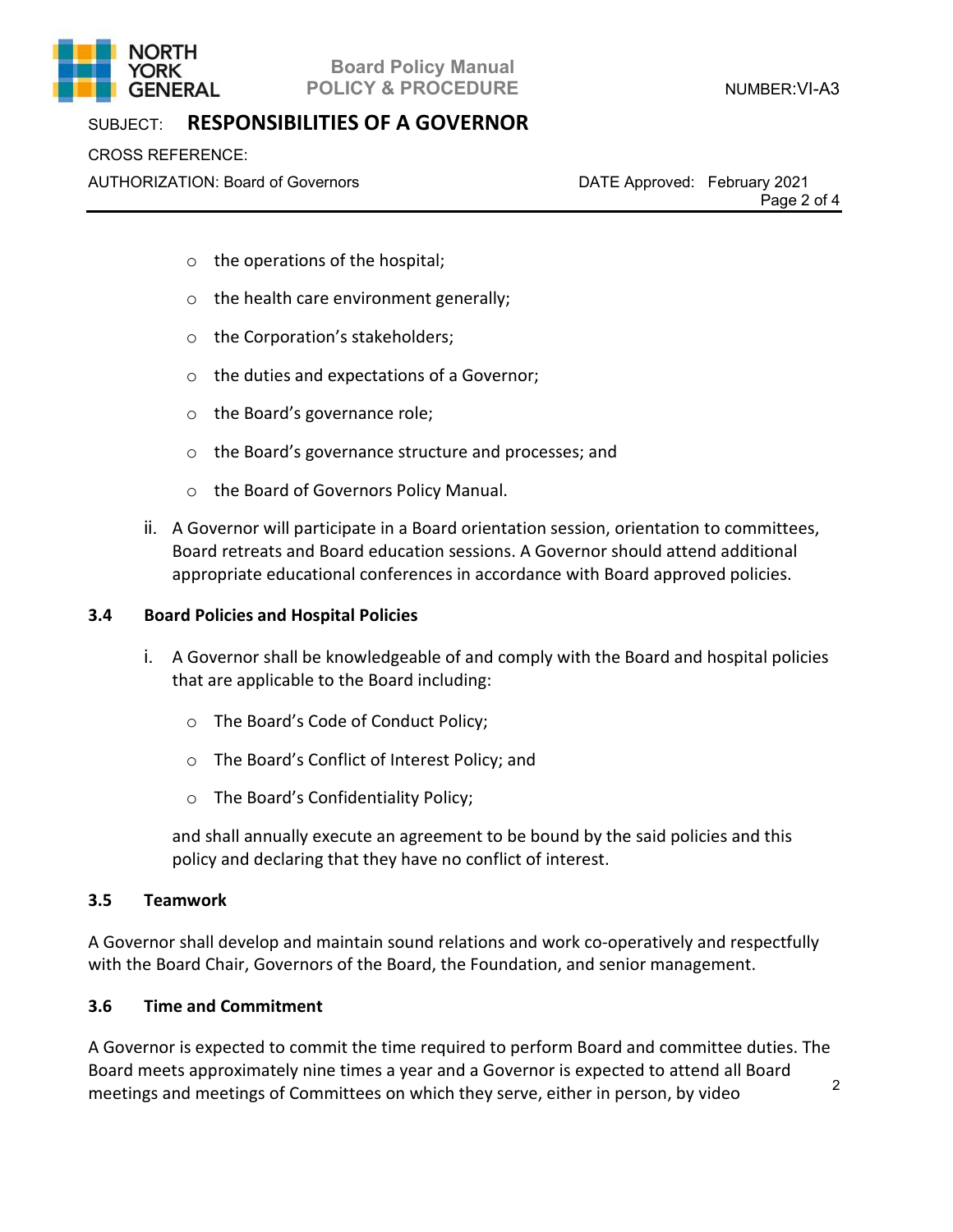- the operations of the hospital;
- the health care environment generally;
- the Corporation's stakeholders;
- the duties and expectations of a Governor;
- the Board's governance role;
- the Board's governance structure and processes; and
- the Board of Governors Policy Manual.

ii. A Governor will participate in a Board orientation session, orientation to committees, Board retreats and Board education sessions. A Governor should attend additional appropriate educational conferences in accordance with Board approved policies.

### 3.4 Board Policies and Hospital Policies

i. A Governor shall be knowledgeable of and comply with the Board and hospital policies that are applicable to the Board including:

- The Board's Code of Conduct Policy;
- The Board's Conflict of Interest Policy; and
- The Board's Confidentiality Policy;

and shall annually execute an agreement to be bound by the said policies and this policy and declaring that they have no conflict of interest.

### 3.5 Teamwork

A Governor shall develop and maintain sound relations and work co-operatively and respectfully with the Board Chair, Governors of the Board, the Foundation, and senior management.

### 3.6 Time and Commitment

A Governor is expected to commit the time required to perform Board and committee duties. The Board meets approximately nine times a year and a Governor is expected to attend all Board meetings and meetings of Committees on which they serve, either in person, by video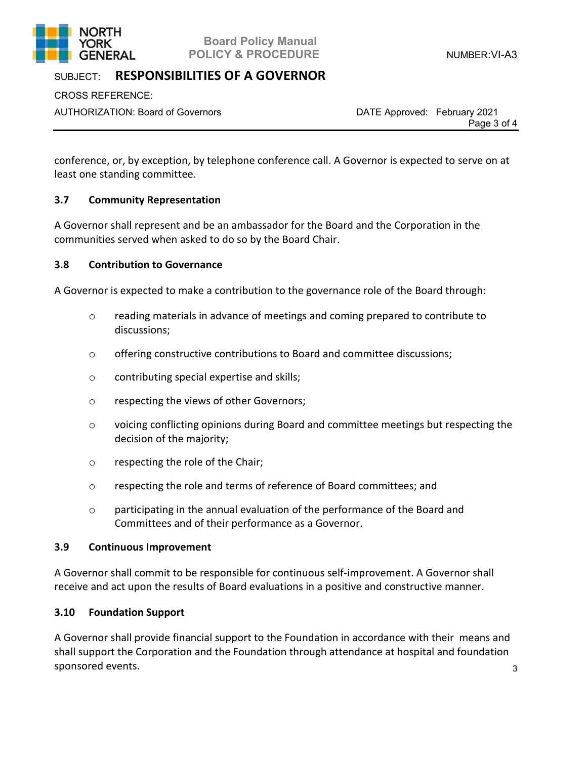conference, or, by exception, by telephone conference call. A Governor is expected to serve on at least one standing committee.

### 3.7 Community Representation

A Governor shall represent and be an ambassador for the Board and the Corporation in the communities served when asked to do so by the Board Chair.

### 3.8 Contribution to Governance

A Governor is expected to make a contribution to the governance role of the Board through:

- reading materials in advance of meetings and coming prepared to contribute to discussions;
- offering constructive contributions to Board and committee discussions;
- contributing special expertise and skills;
- respecting the views of other Governors;
- voicing conflicting opinions during Board and committee meetings but respecting the decision of the majority;
- respecting the role of the Chair;
- respecting the role and terms of reference of Board committees; and
- participating in the annual evaluation of the performance of the Board and Committees and of their performance as a Governor.

### 3.9 Continuous Improvement

A Governor shall commit to be responsible for continuous self-improvement. A Governor shall receive and act upon the results of Board evaluations in a positive and constructive manner.

### 3.10 Foundation Support

A Governor shall provide financial support to the Foundation in accordance with their means and shall support the Corporation and the Foundation through attendance at hospital and foundation sponsored events.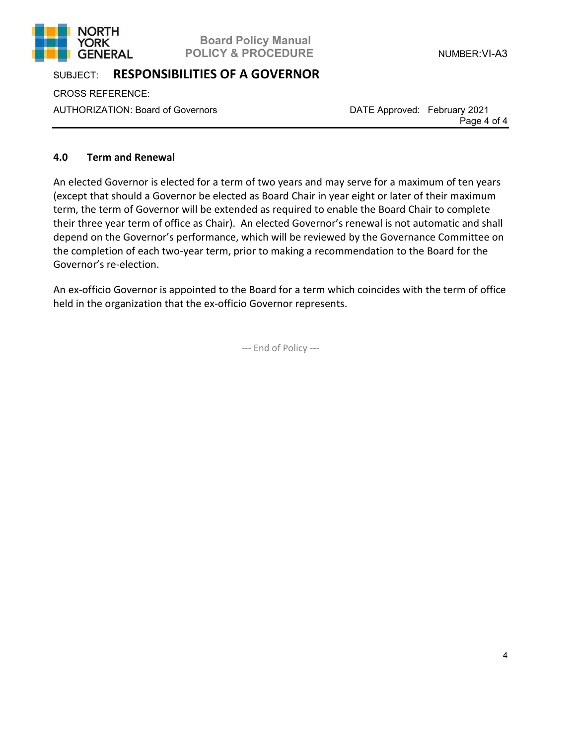## 4.0 Term and Renewal

An elected Governor is elected for a term of two years and may serve for a maximum of ten years (except that should a Governor be elected as Board Chair in year eight or later of their maximum term, the term of Governor will be extended as required to enable the Board Chair to complete their three year term of office as Chair). An elected Governor's renewal is not automatic and shall depend on the Governor's performance, which will be reviewed by the Governance Committee on the completion of each two-year term, prior to making a recommendation to the Board for the Governor's re-election.

An ex-officio Governor is appointed to the Board for a term which coincides with the term of office held in the organization that the ex-officio Governor represents.

--- End of Policy ---